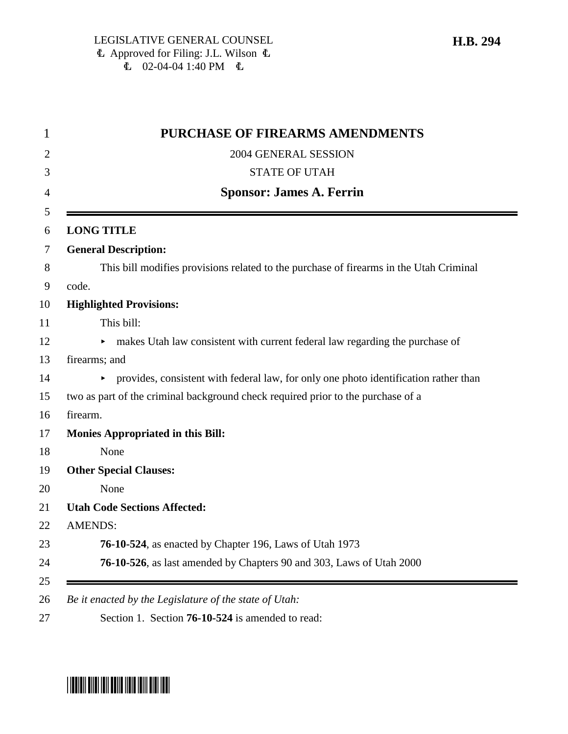LEGISLATIVE GENERAL COUNSEL
Approved for Filing: J.L. Wilson
02-04-04 1:40 PM

**H.B. 294**

# PURCHASE OF FIREARMS AMENDMENTS

2004 GENERAL SESSION

STATE OF UTAH

**Sponsor: James A. Ferrin**

---

**LONG TITLE**

**General Description:**

This bill modifies provisions related to the purchase of firearms in the Utah Criminal code.

**Highlighted Provisions:**

This bill:

- makes Utah law consistent with current federal law regarding the purchase of firearms; and
- provides, consistent with federal law, for only one photo identification rather than two as part of the criminal background check required prior to the purchase of a firearm.

**Monies Appropriated in this Bill:**

None

**Other Special Clauses:**

None

**Utah Code Sections Affected:**

AMENDS:

**76-10-524**, as enacted by Chapter 196, Laws of Utah 1973

**76-10-526**, as last amended by Chapters 90 and 303, Laws of Utah 2000

---

*Be it enacted by the Legislature of the state of Utah:*

Section 1. Section **76-10-524** is amended to read: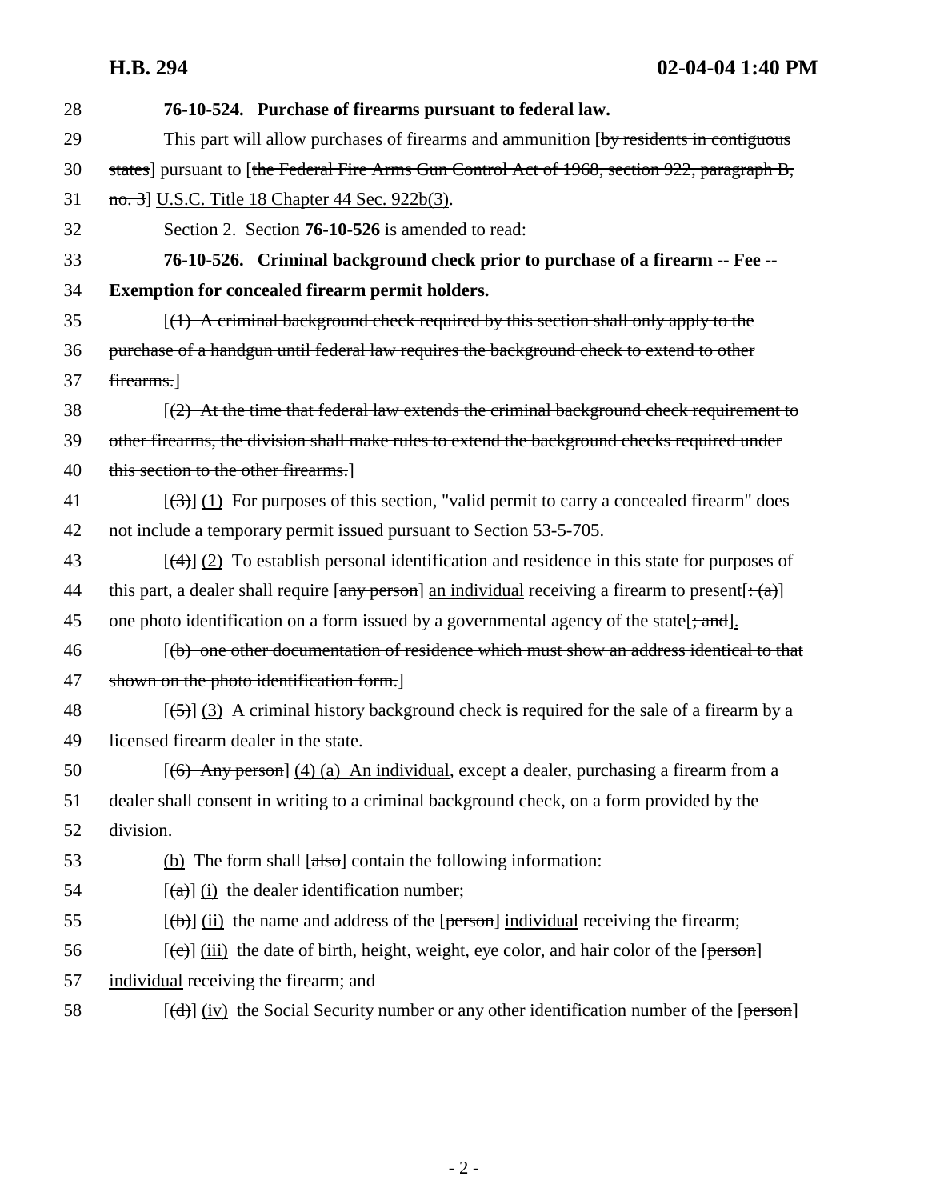**76-10-524. Purchase of firearms pursuant to federal law.**

This part will allow purchases of firearms and ammunition [~~by residents in contiguous states~~] pursuant to [~~the Federal Fire Arms Gun Control Act of 1968, section 922, paragraph B, no. 3~~] <u>U.S.C. Title 18 Chapter 44 Sec. 922b(3)</u>.

Section 2. Section **76-10-526** is amended to read:

**76-10-526. Criminal background check prior to purchase of a firearm -- Fee -- Exemption for concealed firearm permit holders.**

[~~(1) A criminal background check required by this section shall only apply to the purchase of a handgun until federal law requires the background check to extend to other firearms.~~]

[~~(2) At the time that federal law extends the criminal background check requirement to other firearms, the division shall make rules to extend the background checks required under this section to the other firearms.~~]

[~~(3)~~] <u>(1)</u> For purposes of this section, "valid permit to carry a concealed firearm" does not include a temporary permit issued pursuant to Section 53-5-705.

[~~(4)~~] <u>(2)</u> To establish personal identification and residence in this state for purposes of this part, a dealer shall require [~~any person~~] <u>an individual</u> receiving a firearm to present[~~: (a)~~] one photo identification on a form issued by a governmental agency of the state[~~; and~~]<u>.</u>

[~~(b) one other documentation of residence which must show an address identical to that shown on the photo identification form.~~]

[~~(5)~~] <u>(3)</u> A criminal history background check is required for the sale of a firearm by a licensed firearm dealer in the state.

[~~(6) Any person~~] <u>(4) (a) An individual</u>, except a dealer, purchasing a firearm from a dealer shall consent in writing to a criminal background check, on a form provided by the division.

<u>(b)</u> The form shall [~~also~~] contain the following information:

[~~(a)~~] <u>(i)</u> the dealer identification number;

[~~(b)~~] <u>(ii)</u> the name and address of the [~~person~~] <u>individual</u> receiving the firearm;

[~~(c)~~] <u>(iii)</u> the date of birth, height, weight, eye color, and hair color of the [~~person~~] <u>individual</u> receiving the firearm; and

[~~(d)~~] <u>(iv)</u> the Social Security number or any other identification number of the [~~person~~]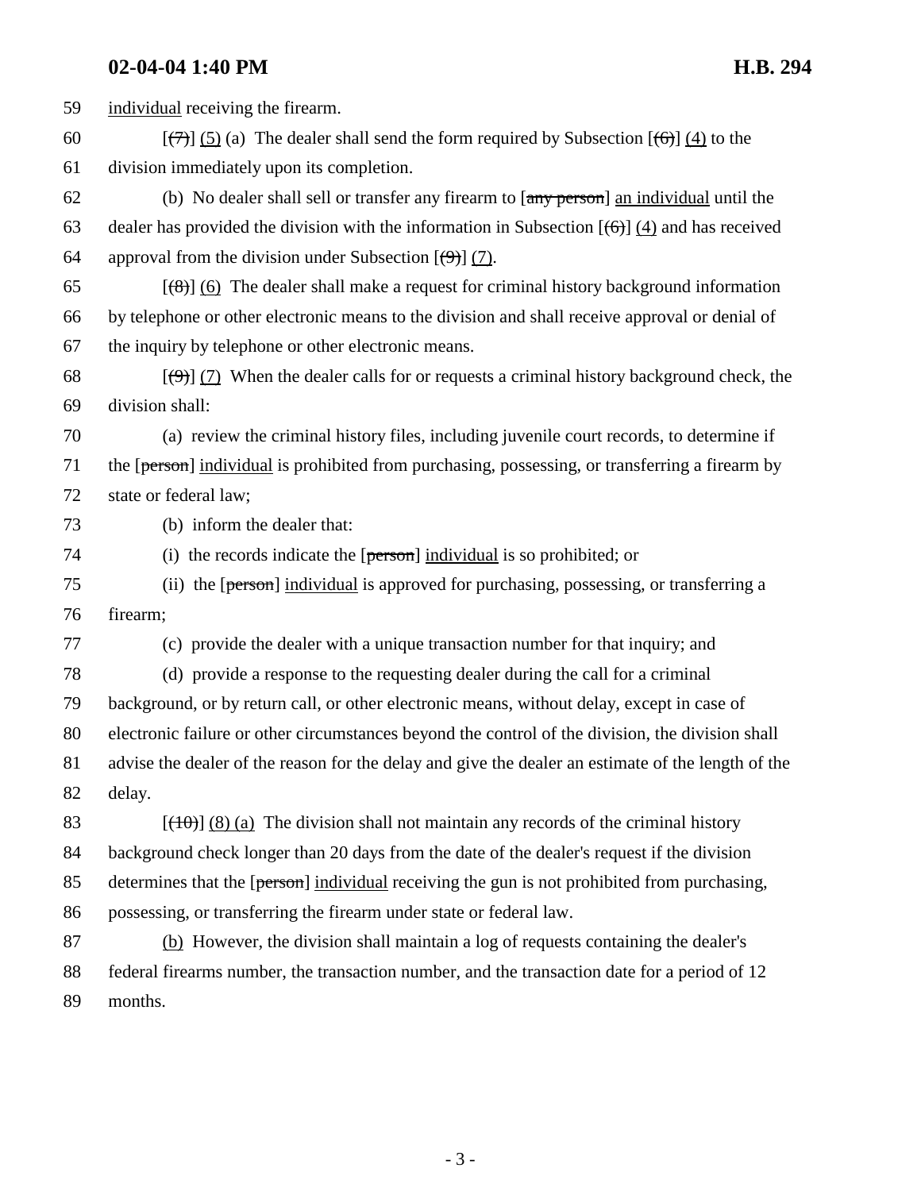59 individual receiving the firearm.

60 [~~(7)~~] (5) (a) The dealer shall send the form required by Subsection [~~(6)~~] (4) to the
61 division immediately upon its completion.

62 (b) No dealer shall sell or transfer any firearm to [~~any person~~] an individual until the
63 dealer has provided the division with the information in Subsection [~~(6)~~] (4) and has received
64 approval from the division under Subsection [~~(9)~~] (7).

65 [~~(8)~~] (6) The dealer shall make a request for criminal history background information
66 by telephone or other electronic means to the division and shall receive approval or denial of
67 the inquiry by telephone or other electronic means.

68 [~~(9)~~] (7) When the dealer calls for or requests a criminal history background check, the
69 division shall:

70 (a) review the criminal history files, including juvenile court records, to determine if
71 the [~~person~~] individual is prohibited from purchasing, possessing, or transferring a firearm by
72 state or federal law;

73 (b) inform the dealer that:

74 (i) the records indicate the [~~person~~] individual is so prohibited; or

75 (ii) the [~~person~~] individual is approved for purchasing, possessing, or transferring a
76 firearm;

77 (c) provide the dealer with a unique transaction number for that inquiry; and

78 (d) provide a response to the requesting dealer during the call for a criminal
79 background, or by return call, or other electronic means, without delay, except in case of
80 electronic failure or other circumstances beyond the control of the division, the division shall
81 advise the dealer of the reason for the delay and give the dealer an estimate of the length of the
82 delay.

83 [~~(10)~~] (8) (a) The division shall not maintain any records of the criminal history
84 background check longer than 20 days from the date of the dealer's request if the division
85 determines that the [~~person~~] individual receiving the gun is not prohibited from purchasing,
86 possessing, or transferring the firearm under state or federal law.

87 (b) However, the division shall maintain a log of requests containing the dealer's
88 federal firearms number, the transaction number, and the transaction date for a period of 12
89 months.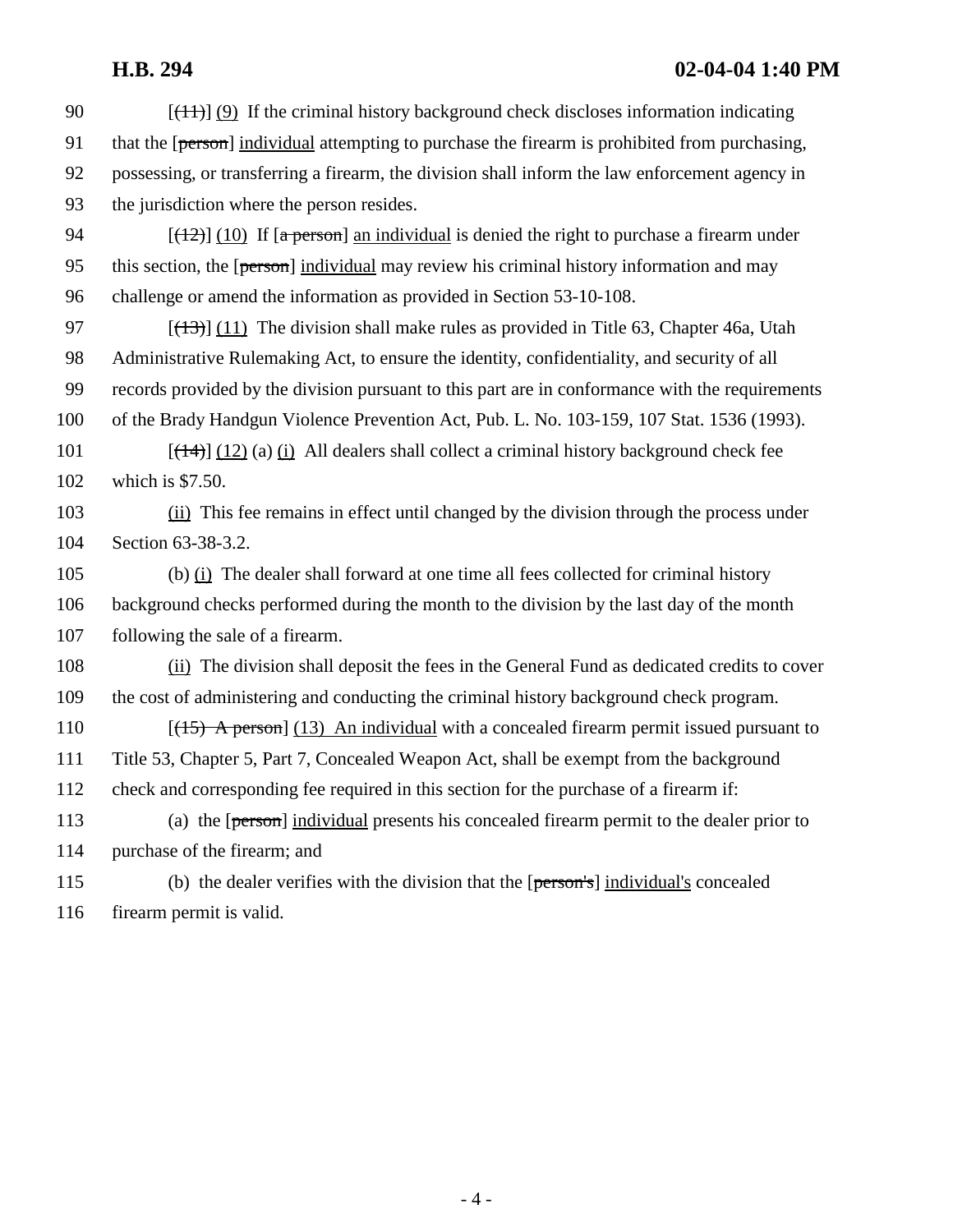90 [(11)] (9) If the criminal history background check discloses information indicating
91 that the [person] individual attempting to purchase the firearm is prohibited from purchasing,
92 possessing, or transferring a firearm, the division shall inform the law enforcement agency in
93 the jurisdiction where the person resides.

94 [(12)] (10) If [a person] an individual is denied the right to purchase a firearm under
95 this section, the [person] individual may review his criminal history information and may
96 challenge or amend the information as provided in Section 53-10-108.

97 [(13)] (11) The division shall make rules as provided in Title 63, Chapter 46a, Utah
98 Administrative Rulemaking Act, to ensure the identity, confidentiality, and security of all
99 records provided by the division pursuant to this part are in conformance with the requirements
100 of the Brady Handgun Violence Prevention Act, Pub. L. No. 103-159, 107 Stat. 1536 (1993).

101 [(14)] (12) (a) (i) All dealers shall collect a criminal history background check fee
102 which is $7.50.

103 (ii) This fee remains in effect until changed by the division through the process under
104 Section 63-38-3.2.

105 (b) (i) The dealer shall forward at one time all fees collected for criminal history
106 background checks performed during the month to the division by the last day of the month
107 following the sale of a firearm.

108 (ii) The division shall deposit the fees in the General Fund as dedicated credits to cover
109 the cost of administering and conducting the criminal history background check program.

110 [(15) A person] (13) An individual with a concealed firearm permit issued pursuant to
111 Title 53, Chapter 5, Part 7, Concealed Weapon Act, shall be exempt from the background
112 check and corresponding fee required in this section for the purchase of a firearm if:

113 (a) the [person] individual presents his concealed firearm permit to the dealer prior to
114 purchase of the firearm; and

115 (b) the dealer verifies with the division that the [person's] individual's concealed
116 firearm permit is valid.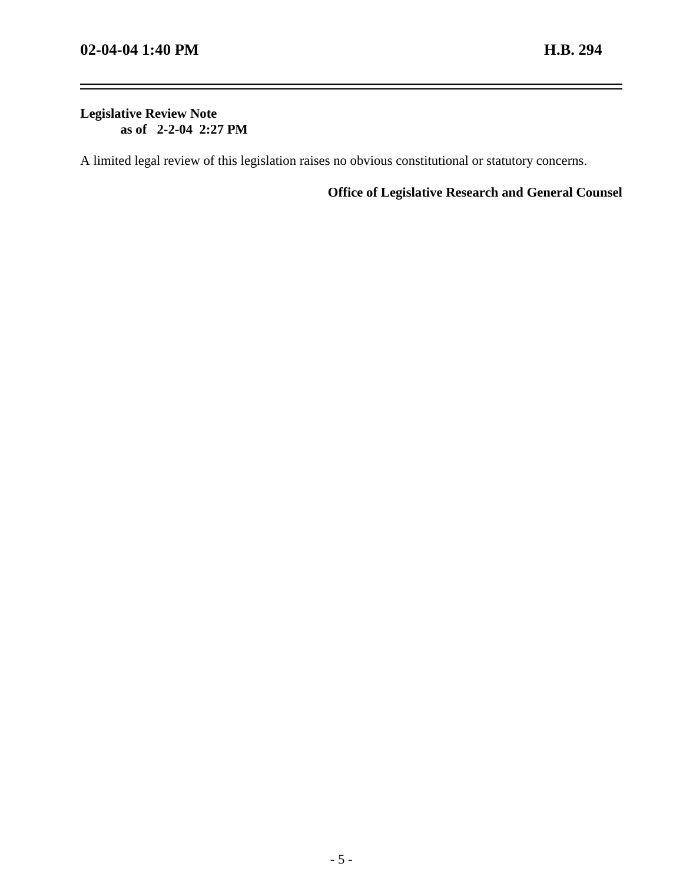**Legislative Review Note**
**as of 2-2-04 2:27 PM**

A limited legal review of this legislation raises no obvious constitutional or statutory concerns.

**Office of Legislative Research and General Counsel**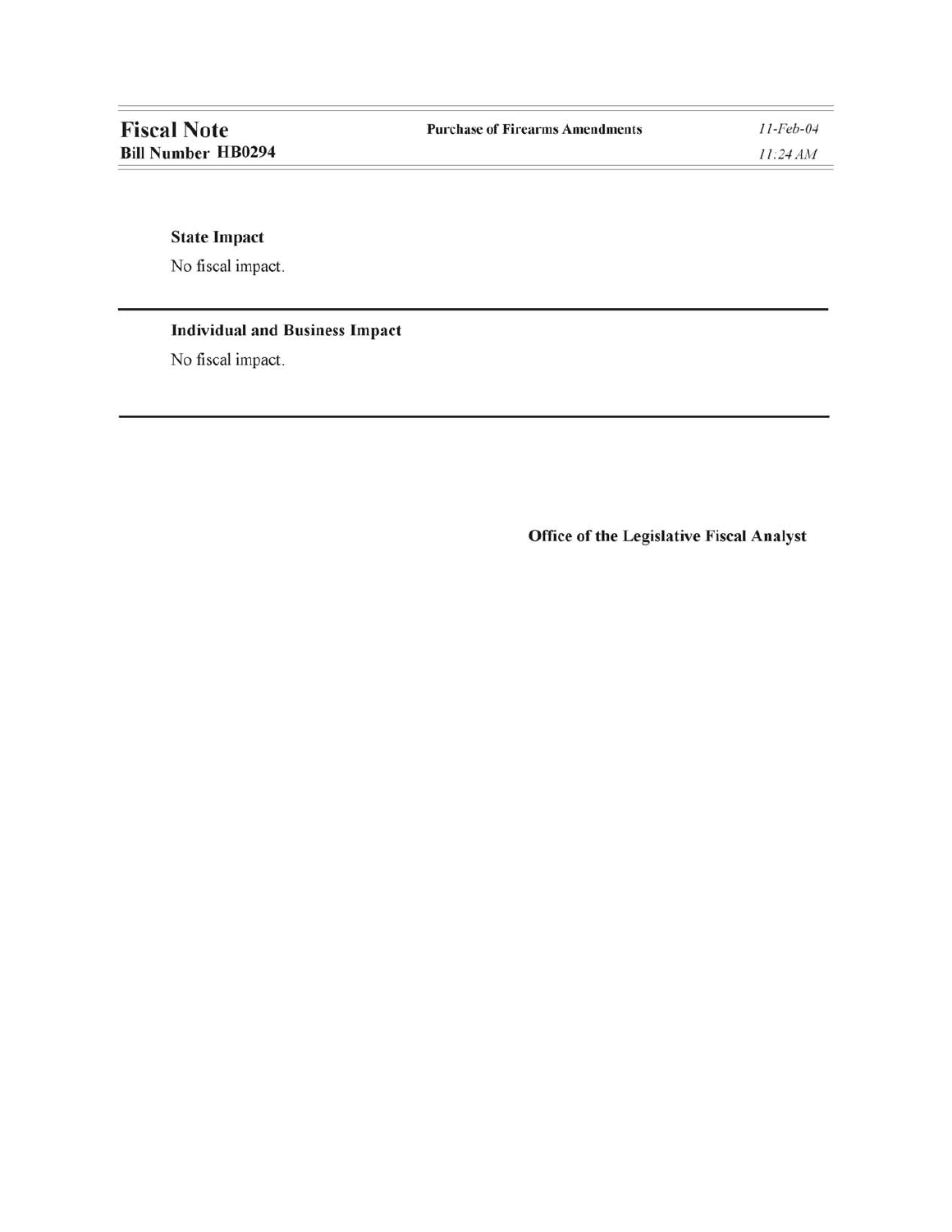# Fiscal Note

**Bill Number HB0294**

**Purchase of Firearms Amendments**

*11-Feb-04*

*11:24 AM*

### State Impact

No fiscal impact.

---

### Individual and Business Impact

No fiscal impact.

---

**Office of the Legislative Fiscal Analyst**